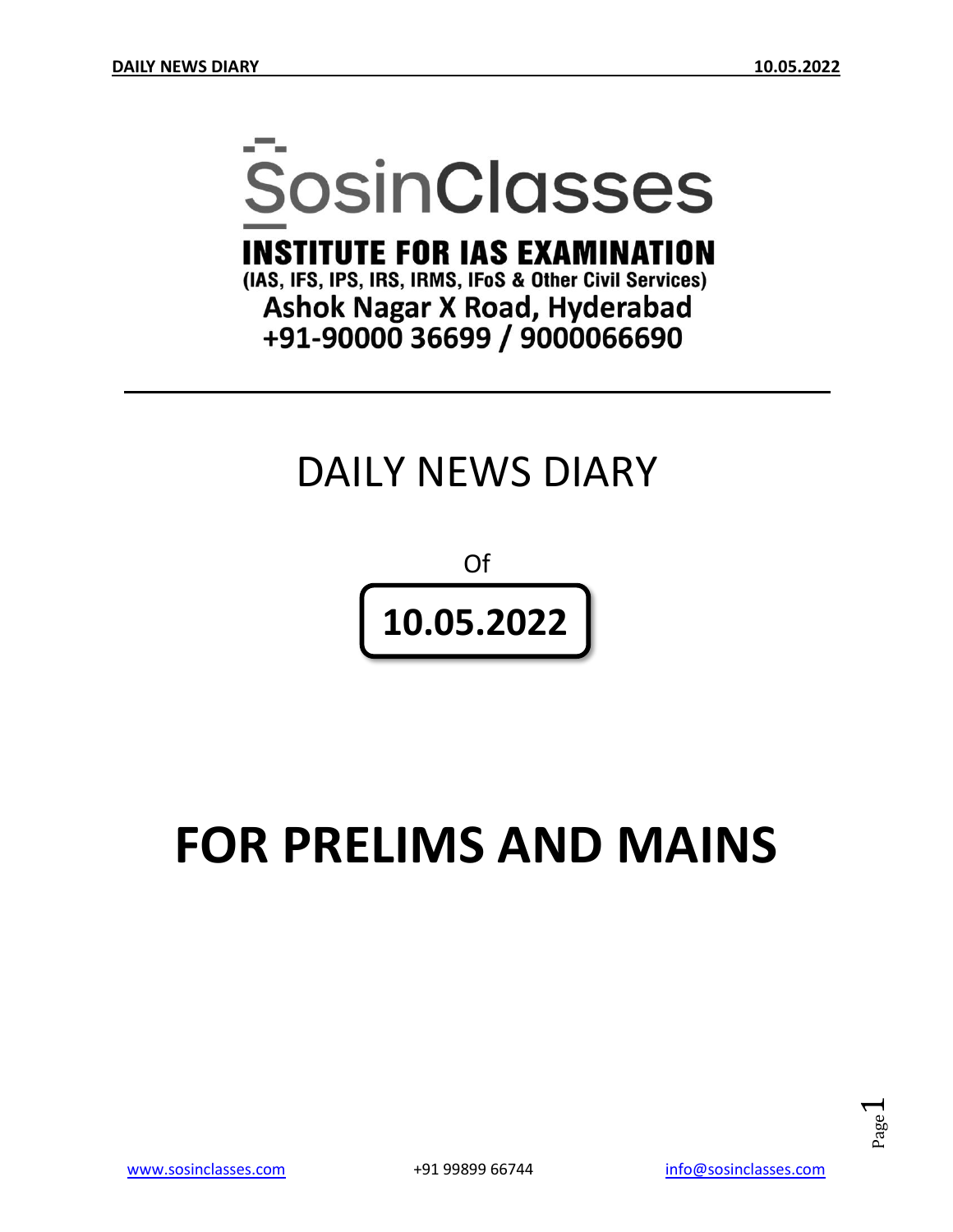# SosinClasses

**INSTITUTE FOR IAS EXAMINATION**

**(IAS, IFS, IPS, IRS, IRMS, IFoS & Other Civil Services)**

**Ashok Nagar X Road, Hyderabad**

**+91-90000 36699 / 9000066690**

---

# DAILY NEWS DIARY

Of

**10.05.2022**

# FOR PRELIMS AND MAINS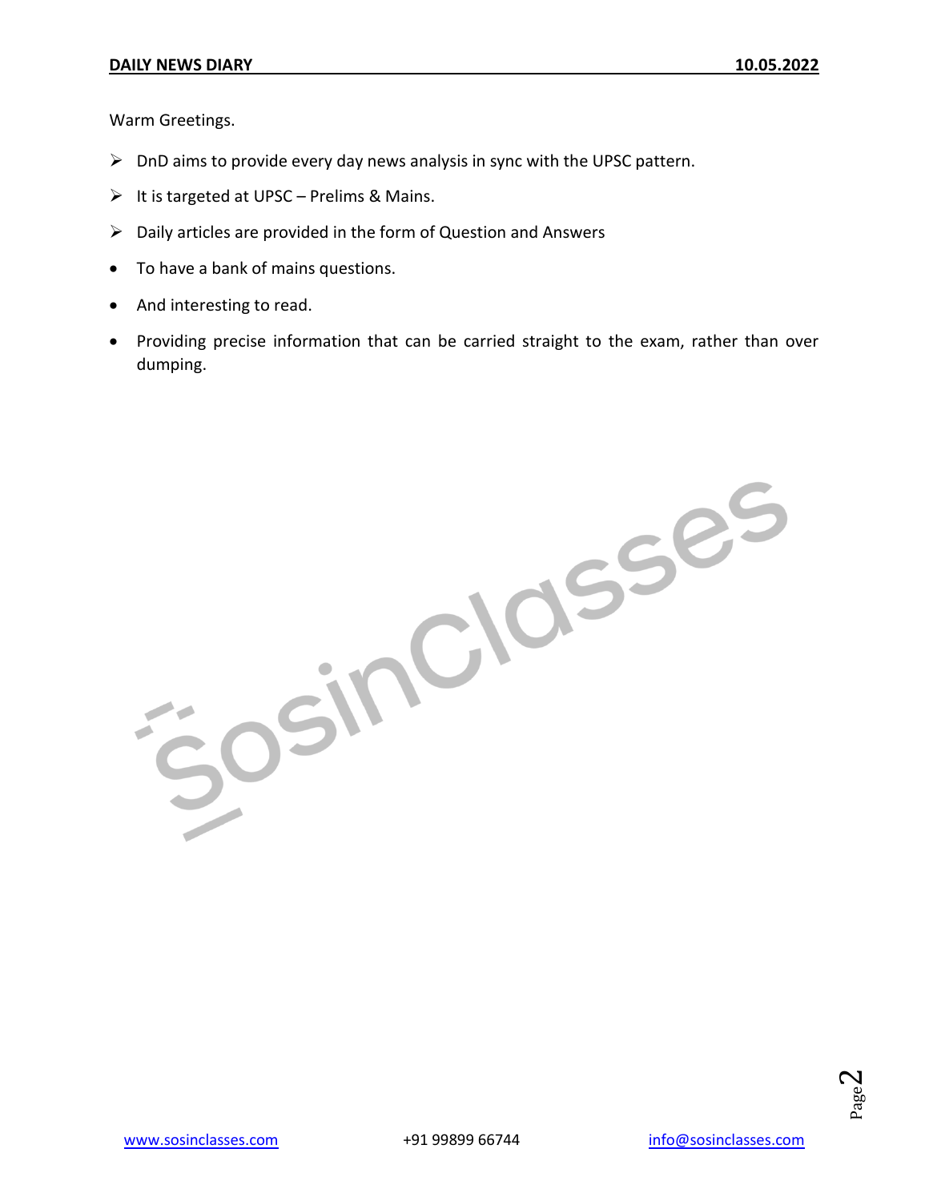Warm Greetings.

- DnD aims to provide every day news analysis in sync with the UPSC pattern.
- It is targeted at UPSC – Prelims & Mains.
- Daily articles are provided in the form of Question and Answers
- To have a bank of mains questions.
- And interesting to read.
- Providing precise information that can be carried straight to the exam, rather than over dumping.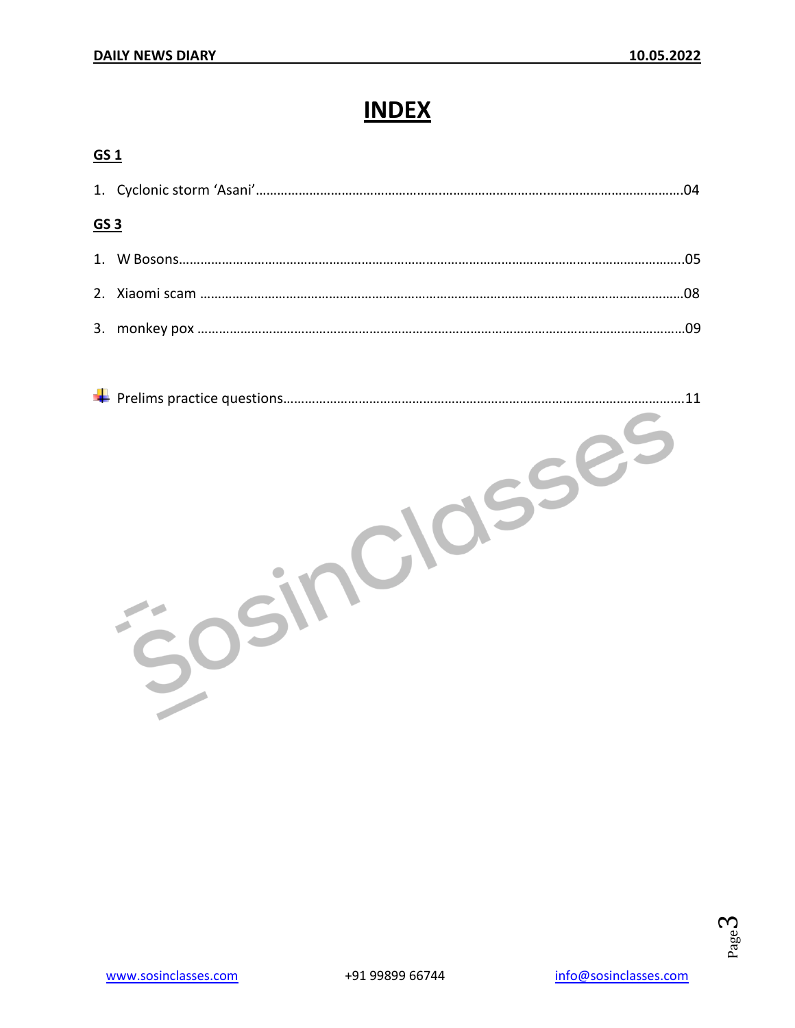# INDEX

## GS 1

1. Cyclonic storm 'Asani'……………………………………………………………………………………………………………04

## GS 3

1. W Bosons………………………………………………………………………………………………………………………………..05
2. Xiaomi scam ……………………………………………………………………………………………………………………………08
3. monkey pox ……………………………………………………………………………………………………………………………09

- Prelims practice questions……………………………………………………………………………………………………11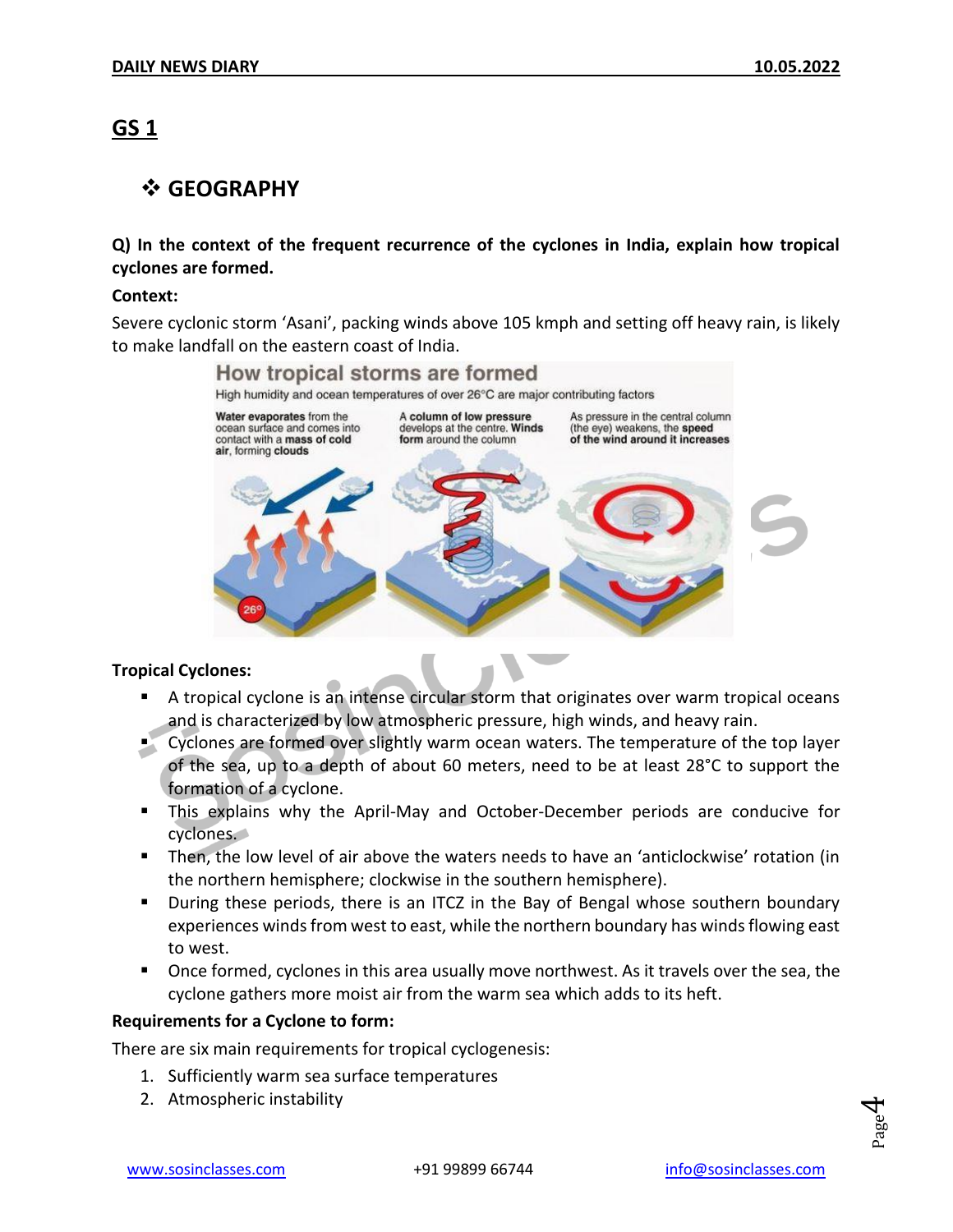## GS 1

### ❖ GEOGRAPHY

**Q) In the context of the frequent recurrence of the cyclones in India, explain how tropical cyclones are formed.**

**Context:**

Severe cyclonic storm 'Asani', packing winds above 105 kmph and setting off heavy rain, is likely to make landfall on the eastern coast of India.

How tropical storms are formed

High humidity and ocean temperatures of over 26°C are major contributing factors

Water evaporates from the ocean surface and comes into contact with a mass of cold air, forming clouds

A column of low pressure develops at the centre. Winds form around the column

As pressure in the central column (the eye) weakens, the speed of the wind around it increases

26°

**Tropical Cyclones:**

- A tropical cyclone is an intense circular storm that originates over warm tropical oceans and is characterized by low atmospheric pressure, high winds, and heavy rain.
- Cyclones are formed over slightly warm ocean waters. The temperature of the top layer of the sea, up to a depth of about 60 meters, need to be at least 28°C to support the formation of a cyclone.
- This explains why the April-May and October-December periods are conducive for cyclones.
- Then, the low level of air above the waters needs to have an 'anticlockwise' rotation (in the northern hemisphere; clockwise in the southern hemisphere).
- During these periods, there is an ITCZ in the Bay of Bengal whose southern boundary experiences winds from west to east, while the northern boundary has winds flowing east to west.
- Once formed, cyclones in this area usually move northwest. As it travels over the sea, the cyclone gathers more moist air from the warm sea which adds to its heft.

**Requirements for a Cyclone to form:**

There are six main requirements for tropical cyclogenesis:

1. Sufficiently warm sea surface temperatures
2. Atmospheric instability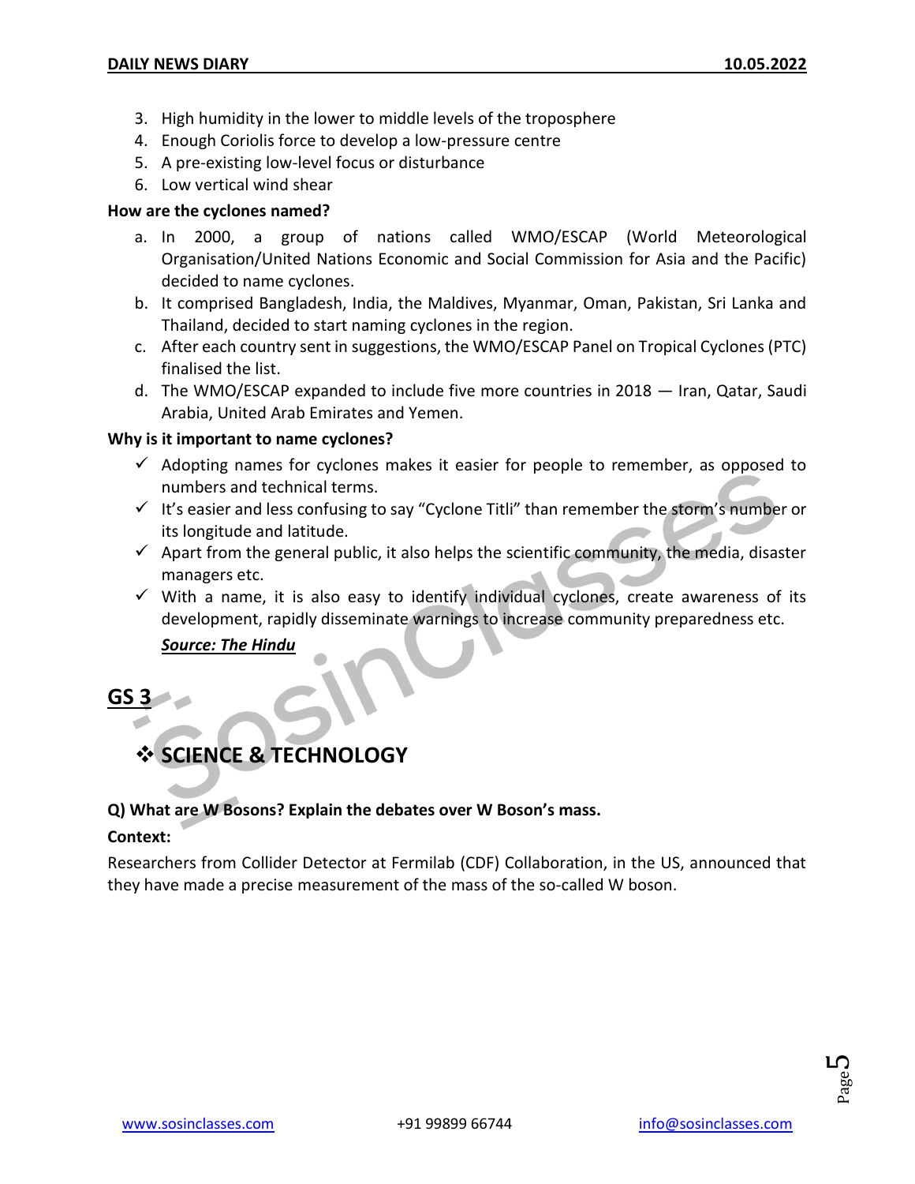3. High humidity in the lower to middle levels of the troposphere
4. Enough Coriolis force to develop a low-pressure centre
5. A pre-existing low-level focus or disturbance
6. Low vertical wind shear

**How are the cyclones named?**

a. In 2000, a group of nations called WMO/ESCAP (World Meteorological Organisation/United Nations Economic and Social Commission for Asia and the Pacific) decided to name cyclones.
b. It comprised Bangladesh, India, the Maldives, Myanmar, Oman, Pakistan, Sri Lanka and Thailand, decided to start naming cyclones in the region.
c. After each country sent in suggestions, the WMO/ESCAP Panel on Tropical Cyclones (PTC) finalised the list.
d. The WMO/ESCAP expanded to include five more countries in 2018 — Iran, Qatar, Saudi Arabia, United Arab Emirates and Yemen.

**Why is it important to name cyclones?**

- ✓ Adopting names for cyclones makes it easier for people to remember, as opposed to numbers and technical terms.
- ✓ It's easier and less confusing to say "Cyclone Titli" than remember the storm's number or its longitude and latitude.
- ✓ Apart from the general public, it also helps the scientific community, the media, disaster managers etc.
- ✓ With a name, it is also easy to identify individual cyclones, create awareness of its development, rapidly disseminate warnings to increase community preparedness etc.

***Source: The Hindu***

## GS 3

### ❖ SCIENCE & TECHNOLOGY

**Q) What are W Bosons? Explain the debates over W Boson's mass.**

**Context:**

Researchers from Collider Detector at Fermilab (CDF) Collaboration, in the US, announced that they have made a precise measurement of the mass of the so-called W boson.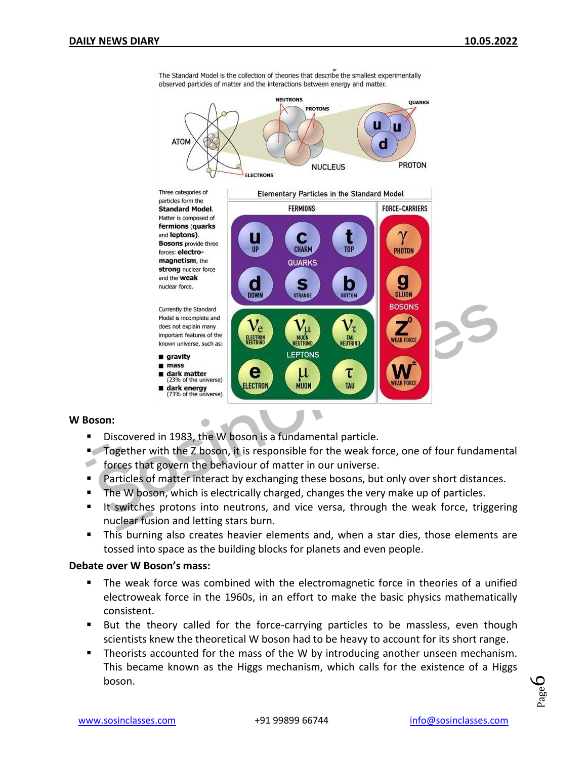The Standard Model is the collection of theories that describe the smallest experimentally observed particles of matter and the interactions between energy and matter.

ATOM

ELECTRONS

NEUTRONS

PROTONS

NUCLEUS

QUARKS

PROTON

u u d

Three categories of particles form the **Standard Model**. Matter is composed of **fermions (quarks** and **leptons)**. **Bosons** provide three forces: **electro-magnetism**, the **strong** nuclear force and the **weak** nuclear force.

Currently the Standard Model is incomplete and does not explain many important features of the known universe, such as:

- **gravity**
- **mass**
- **dark matter** (23% of the universe)
- **dark energy** (73% of the universe)

Elementary Particles in the Standard Model

FERMIONS

QUARKS

u UP

c CHARM

t TOP

d DOWN

s STRANGE

b BOTTOM

LEPTONS

$\nu_e$ ELECTRON NEUTRINO

$\nu_\mu$ MUON NEUTRINO

$\nu_\tau$ TAU NEUTRINO

e ELECTRON

$\mu$ MUON

$\tau$ TAU

FORCE-CARRIERS

BOSONS

$\gamma$ PHOTON

g GLUON

$Z^0$ WEAK FORCE

$W^\pm$ WEAK FORCE

**W Boson:**

- Discovered in 1983, the W boson is a fundamental particle.
- Together with the Z boson, it is responsible for the weak force, one of four fundamental forces that govern the behaviour of matter in our universe.
- Particles of matter interact by exchanging these bosons, but only over short distances.
- The W boson, which is electrically charged, changes the very make up of particles.
- It switches protons into neutrons, and vice versa, through the weak force, triggering nuclear fusion and letting stars burn.
- This burning also creates heavier elements and, when a star dies, those elements are tossed into space as the building blocks for planets and even people.

**Debate over W Boson's mass:**

- The weak force was combined with the electromagnetic force in theories of a unified electroweak force in the 1960s, in an effort to make the basic physics mathematically consistent.
- But the theory called for the force-carrying particles to be massless, even though scientists knew the theoretical W boson had to be heavy to account for its short range.
- Theorists accounted for the mass of the W by introducing another unseen mechanism. This became known as the Higgs mechanism, which calls for the existence of a Higgs boson.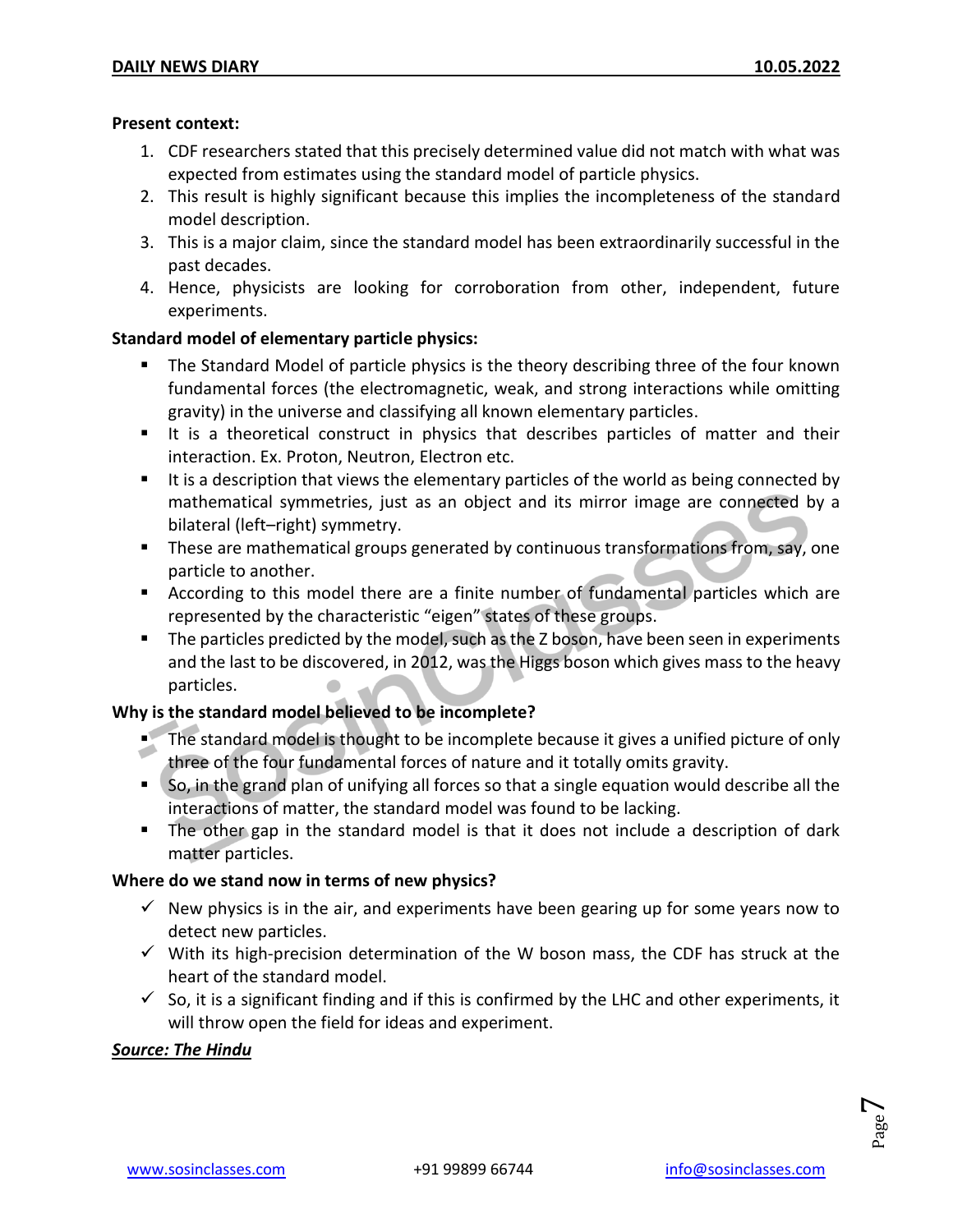**Present context:**

1. CDF researchers stated that this precisely determined value did not match with what was expected from estimates using the standard model of particle physics.
2. This result is highly significant because this implies the incompleteness of the standard model description.
3. This is a major claim, since the standard model has been extraordinarily successful in the past decades.
4. Hence, physicists are looking for corroboration from other, independent, future experiments.

**Standard model of elementary particle physics:**

- The Standard Model of particle physics is the theory describing three of the four known fundamental forces (the electromagnetic, weak, and strong interactions while omitting gravity) in the universe and classifying all known elementary particles.
- It is a theoretical construct in physics that describes particles of matter and their interaction. Ex. Proton, Neutron, Electron etc.
- It is a description that views the elementary particles of the world as being connected by mathematical symmetries, just as an object and its mirror image are connected by a bilateral (left–right) symmetry.
- These are mathematical groups generated by continuous transformations from, say, one particle to another.
- According to this model there are a finite number of fundamental particles which are represented by the characteristic "eigen" states of these groups.
- The particles predicted by the model, such as the Z boson, have been seen in experiments and the last to be discovered, in 2012, was the Higgs boson which gives mass to the heavy particles.

**Why is the standard model believed to be incomplete?**

- The standard model is thought to be incomplete because it gives a unified picture of only three of the four fundamental forces of nature and it totally omits gravity.
- So, in the grand plan of unifying all forces so that a single equation would describe all the interactions of matter, the standard model was found to be lacking.
- The other gap in the standard model is that it does not include a description of dark matter particles.

**Where do we stand now in terms of new physics?**

- ✓ New physics is in the air, and experiments have been gearing up for some years now to detect new particles.
- ✓ With its high-precision determination of the W boson mass, the CDF has struck at the heart of the standard model.
- ✓ So, it is a significant finding and if this is confirmed by the LHC and other experiments, it will throw open the field for ideas and experiment.

***Source: The Hindu***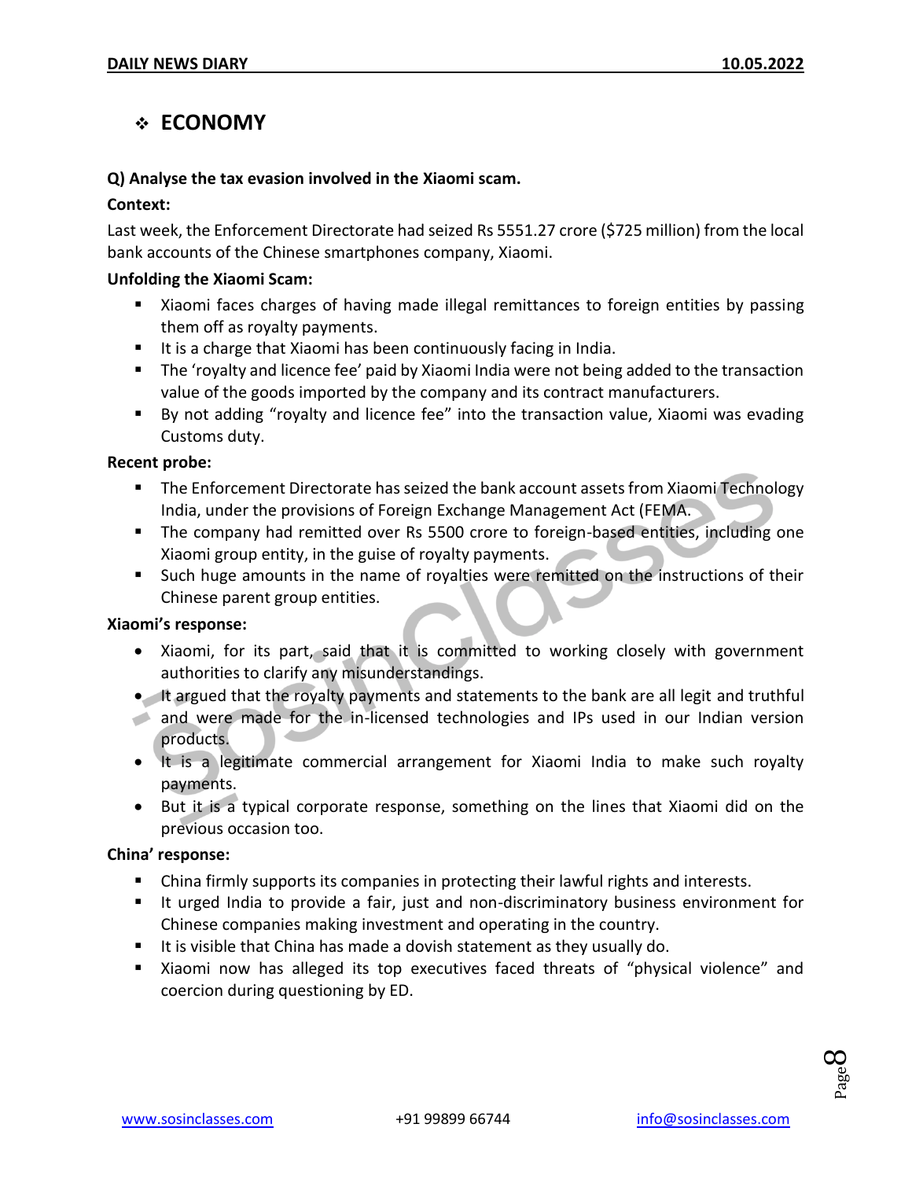## ❖ ECONOMY

**Q) Analyse the tax evasion involved in the Xiaomi scam.**

**Context:**

Last week, the Enforcement Directorate had seized Rs 5551.27 crore ($725 million) from the local bank accounts of the Chinese smartphones company, Xiaomi.

**Unfolding the Xiaomi Scam:**

- Xiaomi faces charges of having made illegal remittances to foreign entities by passing them off as royalty payments.
- It is a charge that Xiaomi has been continuously facing in India.
- The 'royalty and licence fee' paid by Xiaomi India were not being added to the transaction value of the goods imported by the company and its contract manufacturers.
- By not adding "royalty and licence fee" into the transaction value, Xiaomi was evading Customs duty.

**Recent probe:**

- The Enforcement Directorate has seized the bank account assets from Xiaomi Technology India, under the provisions of Foreign Exchange Management Act (FEMA.
- The company had remitted over Rs 5500 crore to foreign-based entities, including one Xiaomi group entity, in the guise of royalty payments.
- Such huge amounts in the name of royalties were remitted on the instructions of their Chinese parent group entities.

**Xiaomi's response:**

- Xiaomi, for its part, said that it is committed to working closely with government authorities to clarify any misunderstandings.
- It argued that the royalty payments and statements to the bank are all legit and truthful and were made for the in-licensed technologies and IPs used in our Indian version products.
- It is a legitimate commercial arrangement for Xiaomi India to make such royalty payments.
- But it is a typical corporate response, something on the lines that Xiaomi did on the previous occasion too.

**China' response:**

- China firmly supports its companies in protecting their lawful rights and interests.
- It urged India to provide a fair, just and non-discriminatory business environment for Chinese companies making investment and operating in the country.
- It is visible that China has made a dovish statement as they usually do.
- Xiaomi now has alleged its top executives faced threats of "physical violence" and coercion during questioning by ED.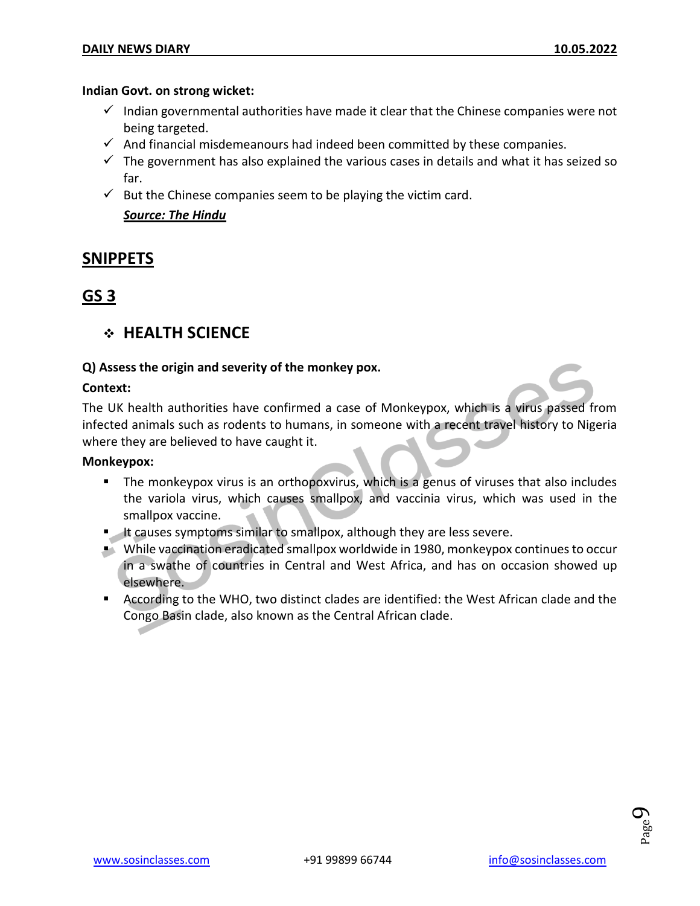**Indian Govt. on strong wicket:**

- ✓ Indian governmental authorities have made it clear that the Chinese companies were not being targeted.
- ✓ And financial misdemeanours had indeed been committed by these companies.
- ✓ The government has also explained the various cases in details and what it has seized so far.
- ✓ But the Chinese companies seem to be playing the victim card.

***Source: The Hindu***

## SNIPPETS

## GS 3

### ❖ HEALTH SCIENCE

**Q) Assess the origin and severity of the monkey pox.**

**Context:**

The UK health authorities have confirmed a case of Monkeypox, which is a virus passed from infected animals such as rodents to humans, in someone with a recent travel history to Nigeria where they are believed to have caught it.

**Monkeypox:**

- The monkeypox virus is an orthopoxvirus, which is a genus of viruses that also includes the variola virus, which causes smallpox, and vaccinia virus, which was used in the smallpox vaccine.
- It causes symptoms similar to smallpox, although they are less severe.
- While vaccination eradicated smallpox worldwide in 1980, monkeypox continues to occur in a swathe of countries in Central and West Africa, and has on occasion showed up elsewhere.
- According to the WHO, two distinct clades are identified: the West African clade and the Congo Basin clade, also known as the Central African clade.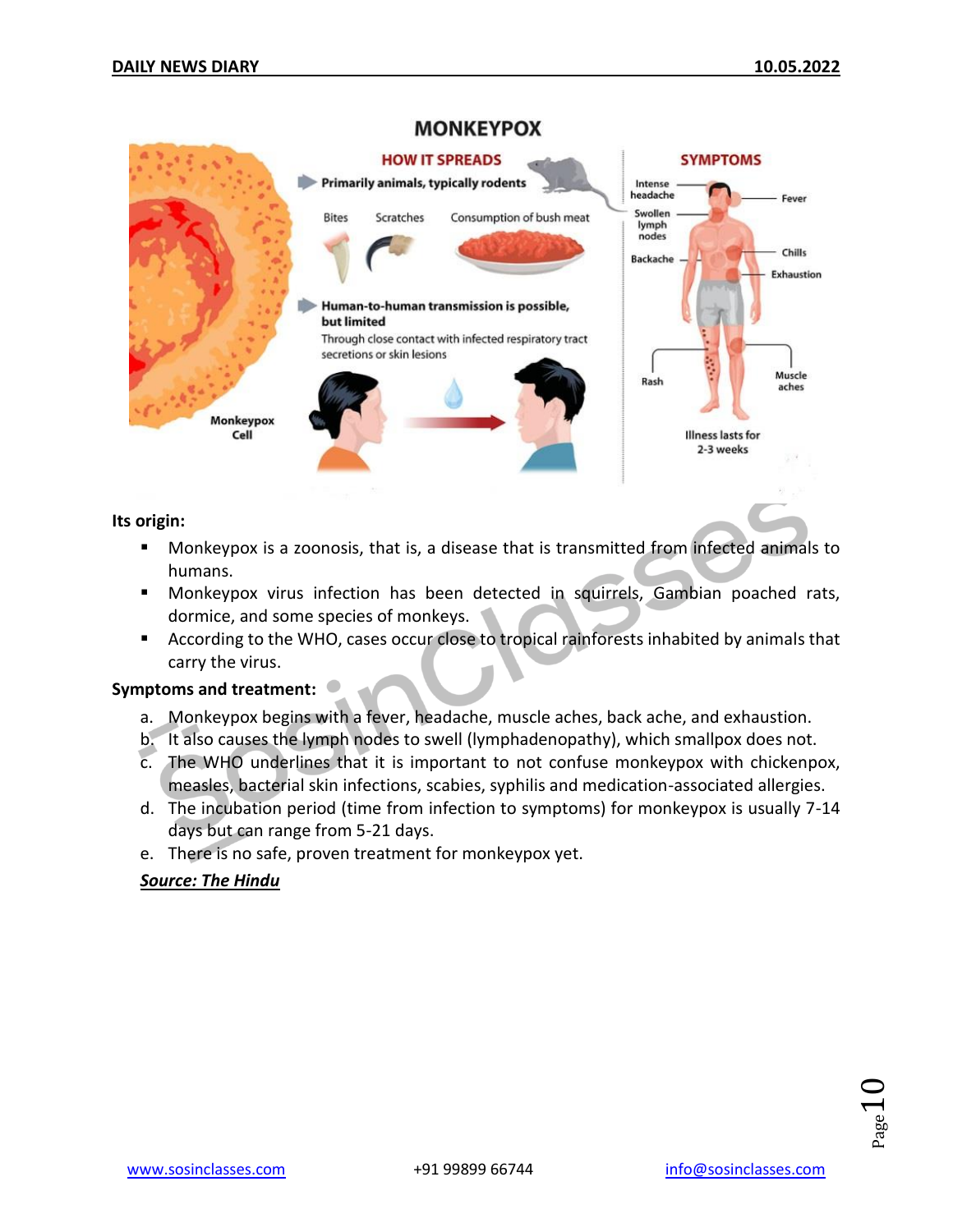MONKEYPOX

HOW IT SPREADS

Primarily animals, typically rodents

Bites

Scratches

Consumption of bush meat

Human-to-human transmission is possible, but limited

Through close contact with infected respiratory tract secretions or skin lesions

Monkeypox Cell

SYMPTOMS

Intense headache

Fever

Swollen lymph nodes

Chills

Backache

Exhaustion

Rash

Muscle aches

Illness lasts for 2-3 weeks

**Its origin:**

- Monkeypox is a zoonosis, that is, a disease that is transmitted from infected animals to humans.
- Monkeypox virus infection has been detected in squirrels, Gambian poached rats, dormice, and some species of monkeys.
- According to the WHO, cases occur close to tropical rainforests inhabited by animals that carry the virus.

**Symptoms and treatment:**

a. Monkeypox begins with a fever, headache, muscle aches, back ache, and exhaustion.
b. It also causes the lymph nodes to swell (lymphadenopathy), which smallpox does not.
c. The WHO underlines that it is important to not confuse monkeypox with chickenpox, measles, bacterial skin infections, scabies, syphilis and medication-associated allergies.
d. The incubation period (time from infection to symptoms) for monkeypox is usually 7-14 days but can range from 5-21 days.
e. There is no safe, proven treatment for monkeypox yet.

***Source: The Hindu***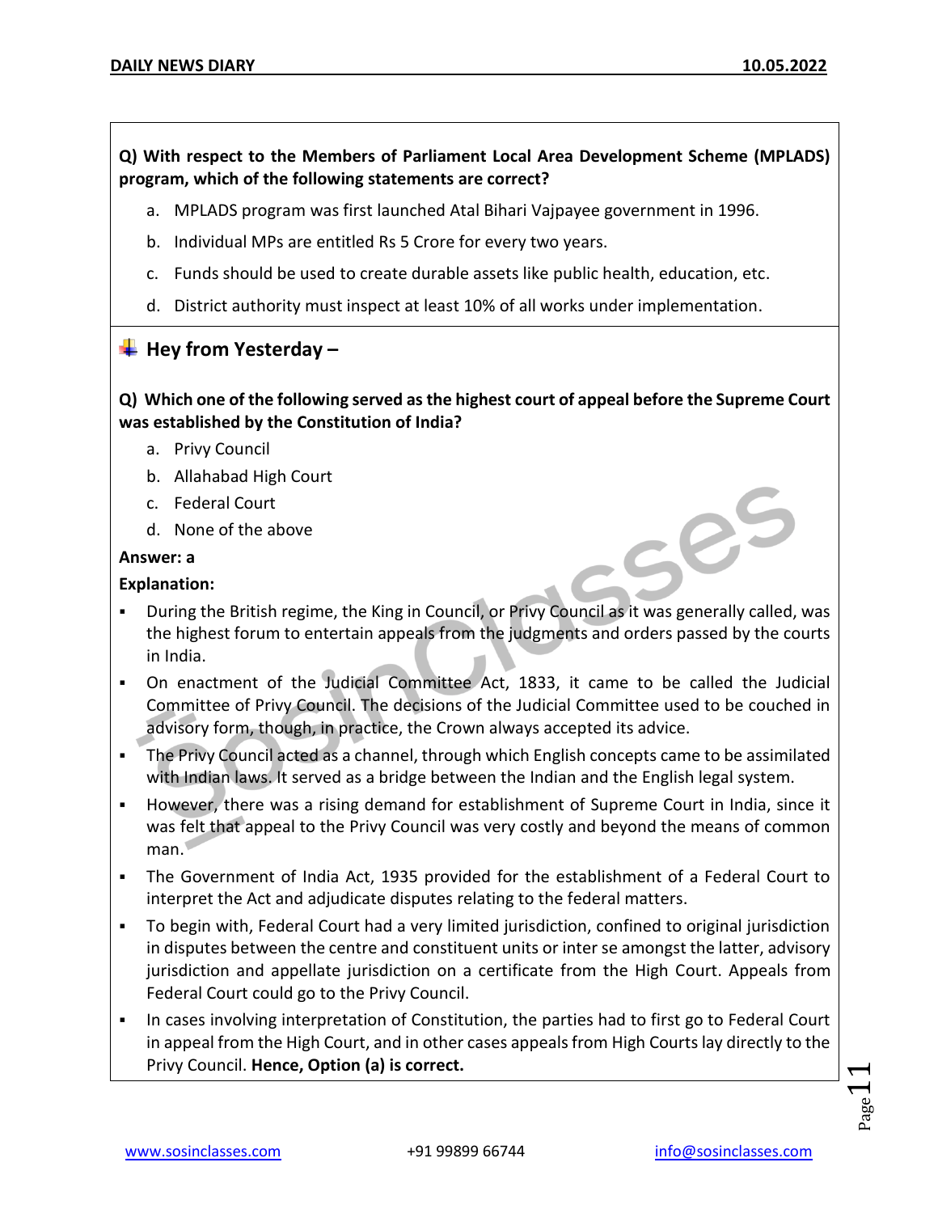**Q) With respect to the Members of Parliament Local Area Development Scheme (MPLADS) program, which of the following statements are correct?**

a. MPLADS program was first launched Atal Bihari Vajpayee government in 1996.

b. Individual MPs are entitled Rs 5 Crore for every two years.

c. Funds should be used to create durable assets like public health, education, etc.

d. District authority must inspect at least 10% of all works under implementation.

## Hey from Yesterday –

**Q) Which one of the following served as the highest court of appeal before the Supreme Court was established by the Constitution of India?**

a. Privy Council

b. Allahabad High Court

c. Federal Court

d. None of the above

**Answer: a**

**Explanation:**

- During the British regime, the King in Council, or Privy Council as it was generally called, was the highest forum to entertain appeals from the judgments and orders passed by the courts in India.
- On enactment of the Judicial Committee Act, 1833, it came to be called the Judicial Committee of Privy Council. The decisions of the Judicial Committee used to be couched in advisory form, though, in practice, the Crown always accepted its advice.
- The Privy Council acted as a channel, through which English concepts came to be assimilated with Indian laws. It served as a bridge between the Indian and the English legal system.
- However, there was a rising demand for establishment of Supreme Court in India, since it was felt that appeal to the Privy Council was very costly and beyond the means of common man.
- The Government of India Act, 1935 provided for the establishment of a Federal Court to interpret the Act and adjudicate disputes relating to the federal matters.
- To begin with, Federal Court had a very limited jurisdiction, confined to original jurisdiction in disputes between the centre and constituent units or inter se amongst the latter, advisory jurisdiction and appellate jurisdiction on a certificate from the High Court. Appeals from Federal Court could go to the Privy Council.
- In cases involving interpretation of Constitution, the parties had to first go to Federal Court in appeal from the High Court, and in other cases appeals from High Courts lay directly to the Privy Council. **Hence, Option (a) is correct.**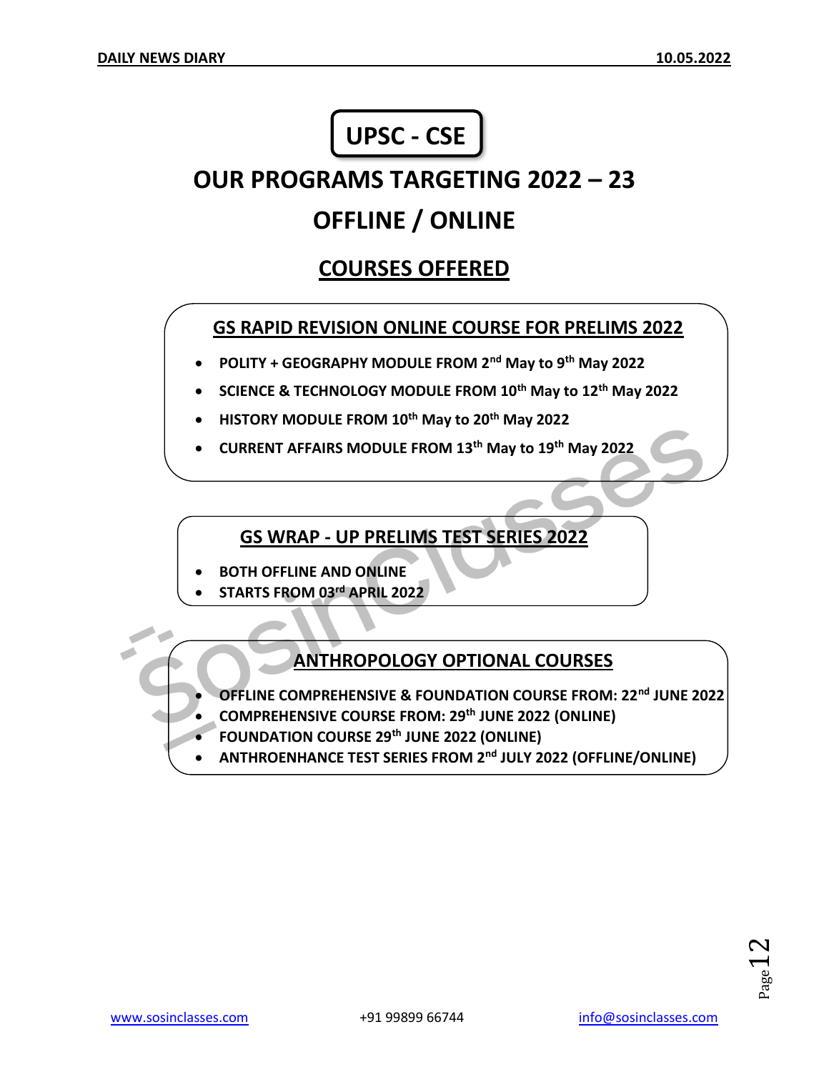# UPSC - CSE

## OUR PROGRAMS TARGETING 2022 – 23

## OFFLINE / ONLINE

## COURSES OFFERED

### GS RAPID REVISION ONLINE COURSE FOR PRELIMS 2022

- **POLITY + GEOGRAPHY MODULE FROM 2nd May to 9th May 2022**
- **SCIENCE & TECHNOLOGY MODULE FROM 10th May to 12th May 2022**
- **HISTORY MODULE FROM 10th May to 20th May 2022**
- **CURRENT AFFAIRS MODULE FROM 13th May to 19th May 2022**

### GS WRAP - UP PRELIMS TEST SERIES 2022

- **BOTH OFFLINE AND ONLINE**
- **STARTS FROM 03rd APRIL 2022**

### ANTHROPOLOGY OPTIONAL COURSES

- **OFFLINE COMPREHENSIVE & FOUNDATION COURSE FROM: 22nd JUNE 2022**
- **COMPREHENSIVE COURSE FROM: 29th JUNE 2022 (ONLINE)**
- **FOUNDATION COURSE 29th JUNE 2022 (ONLINE)**
- **ANTHROENHANCE TEST SERIES FROM 2nd JULY 2022 (OFFLINE/ONLINE)**